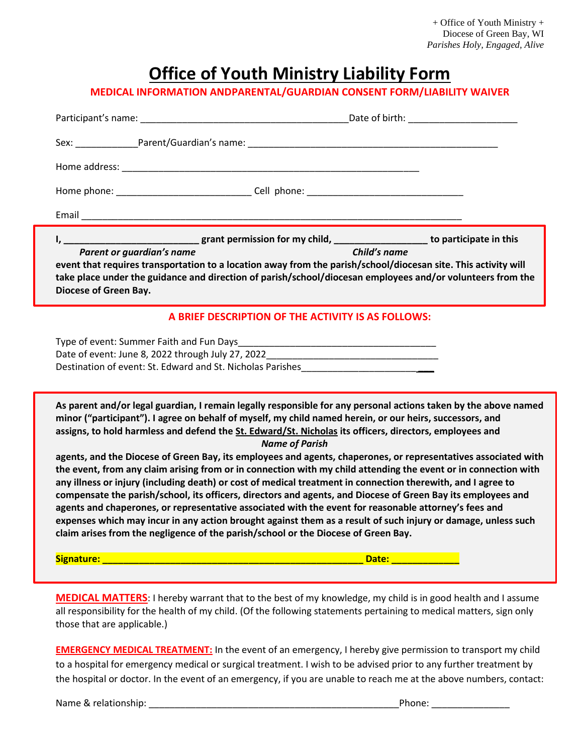+ Office of Youth Ministry +
Diocese of Green Bay, WI
*Parishes Holy, Engaged, Alive*

# Office of Youth Ministry Liability Form

**MEDICAL INFORMATION ANDPARENTAL/GUARDIAN CONSENT FORM/LIABILITY WAIVER**

Participant's name: ________________________________________Date of birth: ____________________

Sex: ____________Parent/Guardian's name: ________________________________________________

Home address: _________________________________________________________

Home phone: _________________________ Cell phone: ______________________________

Email _________________________________________________________________________

**I, _________________________ grant permission for my child, _________________ to participate in this**
***Parent or guardian's name*** ***Child's name***
**event that requires transportation to a location away from the parish/school/diocesan site. This activity will take place under the guidance and direction of parish/school/diocesan employees and/or volunteers from the Diocese of Green Bay.**

**A BRIEF DESCRIPTION OF THE ACTIVITY IS AS FOLLOWS:**

Type of event: Summer Faith and Fun Days_____________________________________
Date of event: June 8, 2022 through July 27, 2022________________________________
Destination of event: St. Edward and St. Nicholas Parishes________________________

**As parent and/or legal guardian, I remain legally responsible for any personal actions taken by the above named minor ("participant"). I agree on behalf of myself, my child named herein, or our heirs, successors, and assigns, to hold harmless and defend the St. Edward/St. Nicholas its officers, directors, employees and**
***Name of Parish***
**agents, and the Diocese of Green Bay, its employees and agents, chaperones, or representatives associated with the event, from any claim arising from or in connection with my child attending the event or in connection with any illness or injury (including death) or cost of medical treatment in connection therewith, and I agree to compensate the parish/school, its officers, directors and agents, and Diocese of Green Bay its employees and agents and chaperones, or representative associated with the event for reasonable attorney's fees and expenses which may incur in any action brought against them as a result of such injury or damage, unless such claim arises from the negligence of the parish/school or the Diocese of Green Bay.**

**Signature: __________________________________________________ Date: _____________**

**MEDICAL MATTERS**: I hereby warrant that to the best of my knowledge, my child is in good health and I assume all responsibility for the health of my child. (Of the following statements pertaining to medical matters, sign only those that are applicable.)

**EMERGENCY MEDICAL TREATMENT:** In the event of an emergency, I hereby give permission to transport my child to a hospital for emergency medical or surgical treatment. I wish to be advised prior to any further treatment by the hospital or doctor. In the event of an emergency, if you are unable to reach me at the above numbers, contact:

Name & relationship: ________________________________________________Phone: _______________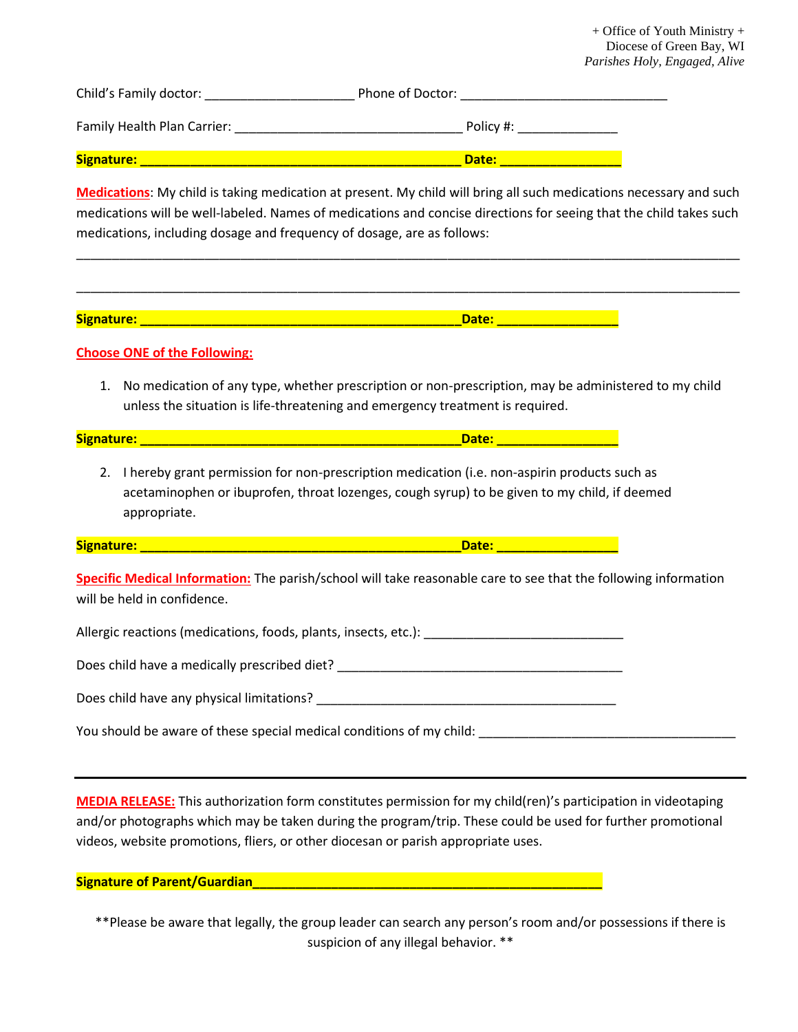+ Office of Youth Ministry +
Diocese of Green Bay, WI
*Parishes Holy, Engaged, Alive*

Child's Family doctor: _____________________ Phone of Doctor: _____________________________

Family Health Plan Carrier: ________________________________ Policy #: ______________

**Signature: ______________________________________________ Date: _________________**

**Medications**: My child is taking medication at present. My child will bring all such medications necessary and such medications will be well-labeled. Names of medications and concise directions for seeing that the child takes such medications, including dosage and frequency of dosage, are as follows:

_____________________________________________________________________________________________

_____________________________________________________________________________________________

**Signature: ______________________________________________Date: _________________**

**Choose ONE of the Following:**

1. No medication of any type, whether prescription or non-prescription, may be administered to my child unless the situation is life-threatening and emergency treatment is required.

**Signature: ______________________________________________Date: _________________**

2. I hereby grant permission for non-prescription medication (i.e. non-aspirin products such as acetaminophen or ibuprofen, throat lozenges, cough syrup) to be given to my child, if deemed appropriate.

**Signature: ______________________________________________Date: _________________**

**Specific Medical Information:** The parish/school will take reasonable care to see that the following information will be held in confidence.

Allergic reactions (medications, foods, plants, insects, etc.): ____________________________

Does child have a medically prescribed diet? _________________________________________

Does child have any physical limitations? ___________________________________________

You should be aware of these special medical conditions of my child: ____________________________________

---

**MEDIA RELEASE:** This authorization form constitutes permission for my child(ren)'s participation in videotaping and/or photographs which may be taken during the program/trip. These could be used for further promotional videos, website promotions, fliers, or other diocesan or parish appropriate uses.

**Signature of Parent/Guardian____________________________________________________**

**Please be aware that legally, the group leader can search any person's room and/or possessions if there is suspicion of any illegal behavior. **